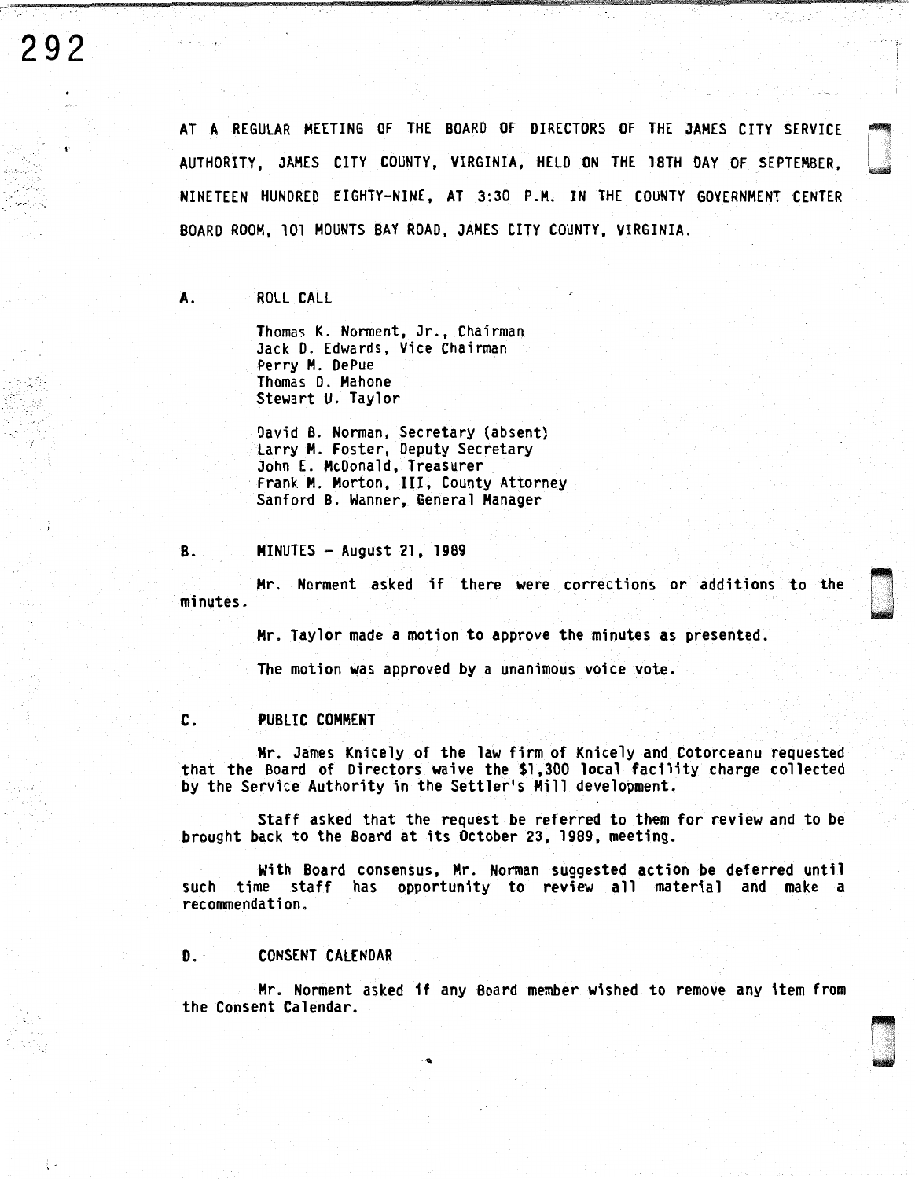AT A REGULAR MEETING OF THE BOARD OF DIRECTORS OF THE JAMES CITY SERVICE AUTHORITY, JAMES CITY COUNTY, VIRGINIA, HELD ON THE 18TH DAY OF SEPTEMBER, NINETEEN HUNDRED EIGHTY-NINE, AT 3:30 P.M. IN THE COUNTY GOVERNMENT CENTER BOARD ROOM, 101 MOUNTS BAY ROAD, JAMES CITY COUNTY, VIRGINIA.

## A. ROLL CALL

Thomas K. Norment, Jr., Chairman
Jack D. Edwards, Vice Chairman
Perry M. DePue
Thomas D. Mahone
Stewart U. Taylor

David B. Norman, Secretary (absent)
Larry M. Foster, Deputy Secretary
John E. McDonald, Treasurer
Frank M. Morton, III, County Attorney
Sanford B. Wanner, General Manager

## B. MINUTES - August 21, 1989

Mr. Norment asked if there were corrections or additions to the minutes.

Mr. Taylor made a motion to approve the minutes as presented.

The motion was approved by a unanimous voice vote.

## C. PUBLIC COMMENT

Mr. James Knicely of the law firm of Knicely and Cotorceanu requested that the Board of Directors waive the $1,300 local facility charge collected by the Service Authority in the Settler's Mill development.

Staff asked that the request be referred to them for review and to be brought back to the Board at its October 23, 1989, meeting.

With Board consensus, Mr. Norman suggested action be deferred until such time staff has opportunity to review all material and make a recommendation.

## D. CONSENT CALENDAR

Mr. Norment asked if any Board member wished to remove any item from the Consent Calendar.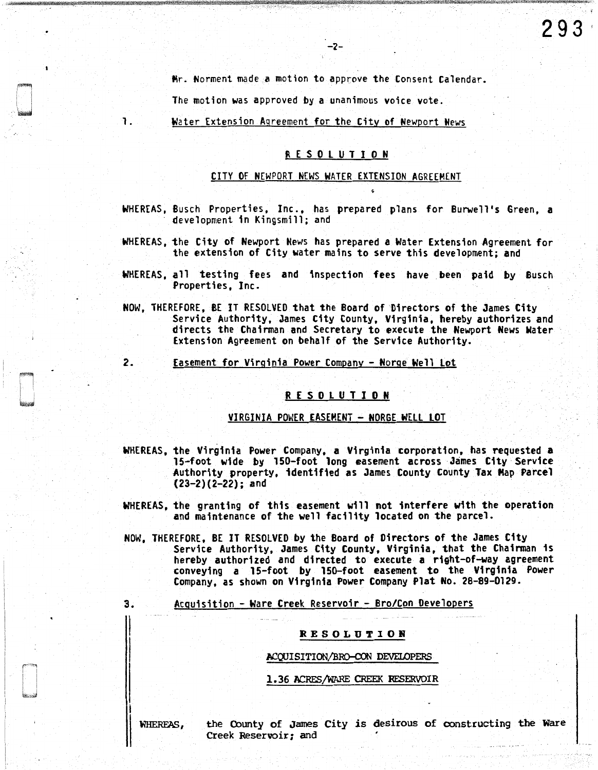Mr. Norment made a motion to approve the Consent Calendar.

The motion was approved by a unanimous voice vote.

1. Water Extension Agreement for the City of Newport News

**RESOLUTION**

CITY OF NEWPORT NEWS WATER EXTENSION AGREEMENT

WHEREAS, Busch Properties, Inc., has prepared plans for Burwell's Green, a development in Kingsmill; and

WHEREAS, the City of Newport News has prepared a Water Extension Agreement for the extension of City water mains to serve this development; and

WHEREAS, all testing fees and inspection fees have been paid by Busch Properties, Inc.

NOW, THEREFORE, BE IT RESOLVED that the Board of Directors of the James City Service Authority, James City County, Virginia, hereby authorizes and directs the Chairman and Secretary to execute the Newport News Water Extension Agreement on behalf of the Service Authority.

2. Easement for Virginia Power Company - Norge Well Lot

**RESOLUTION**

VIRGINIA POWER EASEMENT - NORGE WELL LOT

WHEREAS, the Virginia Power Company, a Virginia corporation, has requested a 15-foot wide by 150-foot long easement across James City Service Authority property, identified as James County County Tax Map Parcel (23-2)(2-22); and

WHEREAS, the granting of this easement will not interfere with the operation and maintenance of the well facility located on the parcel.

NOW, THEREFORE, BE IT RESOLVED by the Board of Directors of the James City Service Authority, James City County, Virginia, that the Chairman is hereby authorized and directed to execute a right-of-way agreement conveying a 15-foot by 150-foot easement to the Virginia Power Company, as shown on Virginia Power Company Plat No. 28-89-0129.

3. Acquisition - Ware Creek Reservoir - Bro/Con Developers

**RESOLUTION**

ACQUISITION/BRO-CON DEVELOPERS

1.36 ACRES/WARE CREEK RESERVOIR

WHEREAS, the County of James City is desirous of constructing the Ware Creek Reservoir; and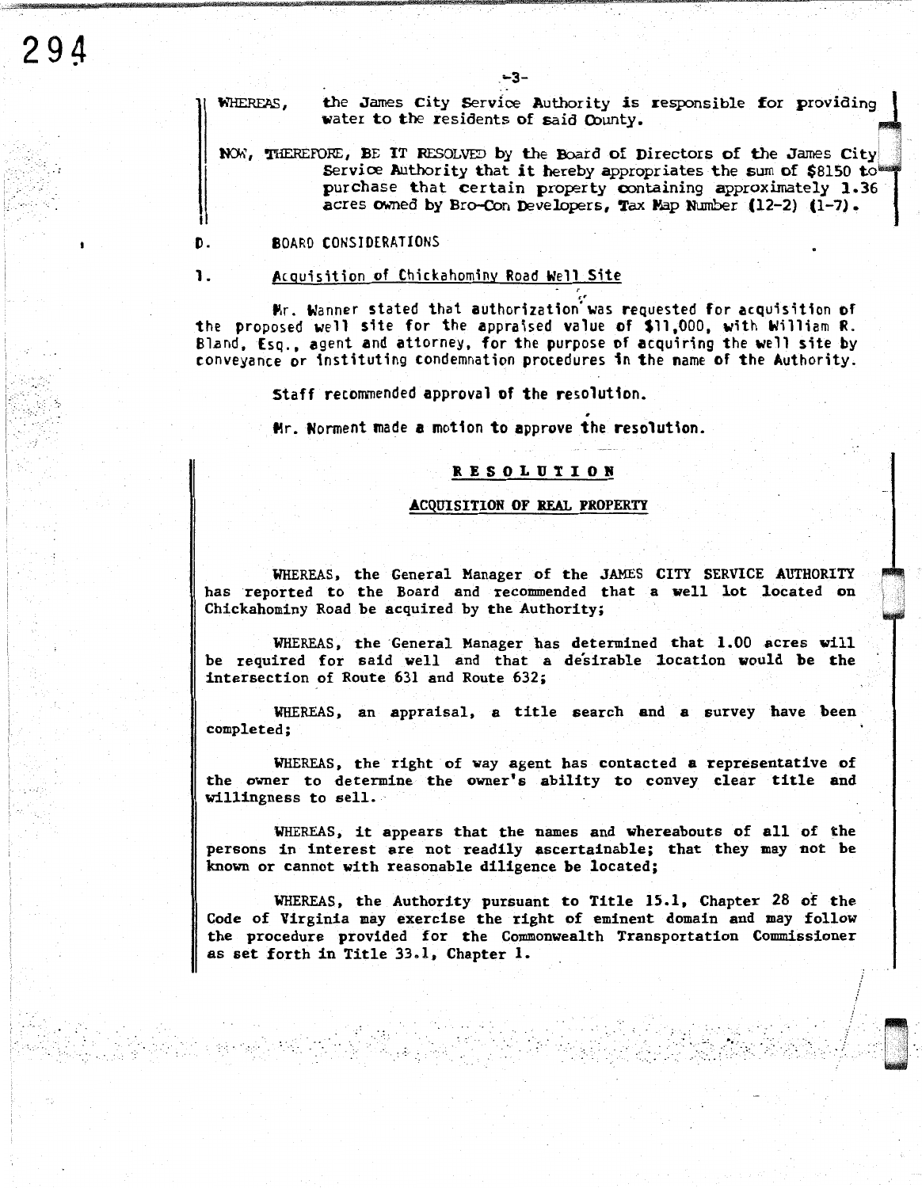WHEREAS, the James City Service Authority is responsible for providing water to the residents of said County.

NOW, THEREFORE, BE IT RESOLVED by the Board of Directors of the James City Service Authority that it hereby appropriates the sum of $8150 to purchase that certain property containing approximately 1.36 acres owned by Bro-Con Developers, Tax Map Number (12-2) (1-7).

D. BOARD CONSIDERATIONS

1. Acquisition of Chickahominy Road Well Site

Mr. Wanner stated that authorization was requested for acquisition of the proposed well site for the appraised value of $11,000, with William R. Bland, Esq., agent and attorney, for the purpose of acquiring the well site by conveyance or instituting condemnation procedures in the name of the Authority.

Staff recommended approval of the resolution.

Mr. Norment made a motion to approve the resolution.

**RESOLUTION**

**ACQUISITION OF REAL PROPERTY**

WHEREAS, the General Manager of the JAMES CITY SERVICE AUTHORITY has reported to the Board and recommended that a well lot located on Chickahominy Road be acquired by the Authority;

WHEREAS, the General Manager has determined that 1.00 acres will be required for said well and that a desirable location would be the intersection of Route 631 and Route 632;

WHEREAS, an appraisal, a title search and a survey have been completed;

WHEREAS, the right of way agent has contacted a representative of the owner to determine the owner's ability to convey clear title and willingness to sell.

WHEREAS, it appears that the names and whereabouts of all of the persons in interest are not readily ascertainable; that they may not be known or cannot with reasonable diligence be located;

WHEREAS, the Authority pursuant to Title 15.1, Chapter 28 of the Code of Virginia may exercise the right of eminent domain and may follow the procedure provided for the Commonwealth Transportation Commissioner as set forth in Title 33.1, Chapter 1.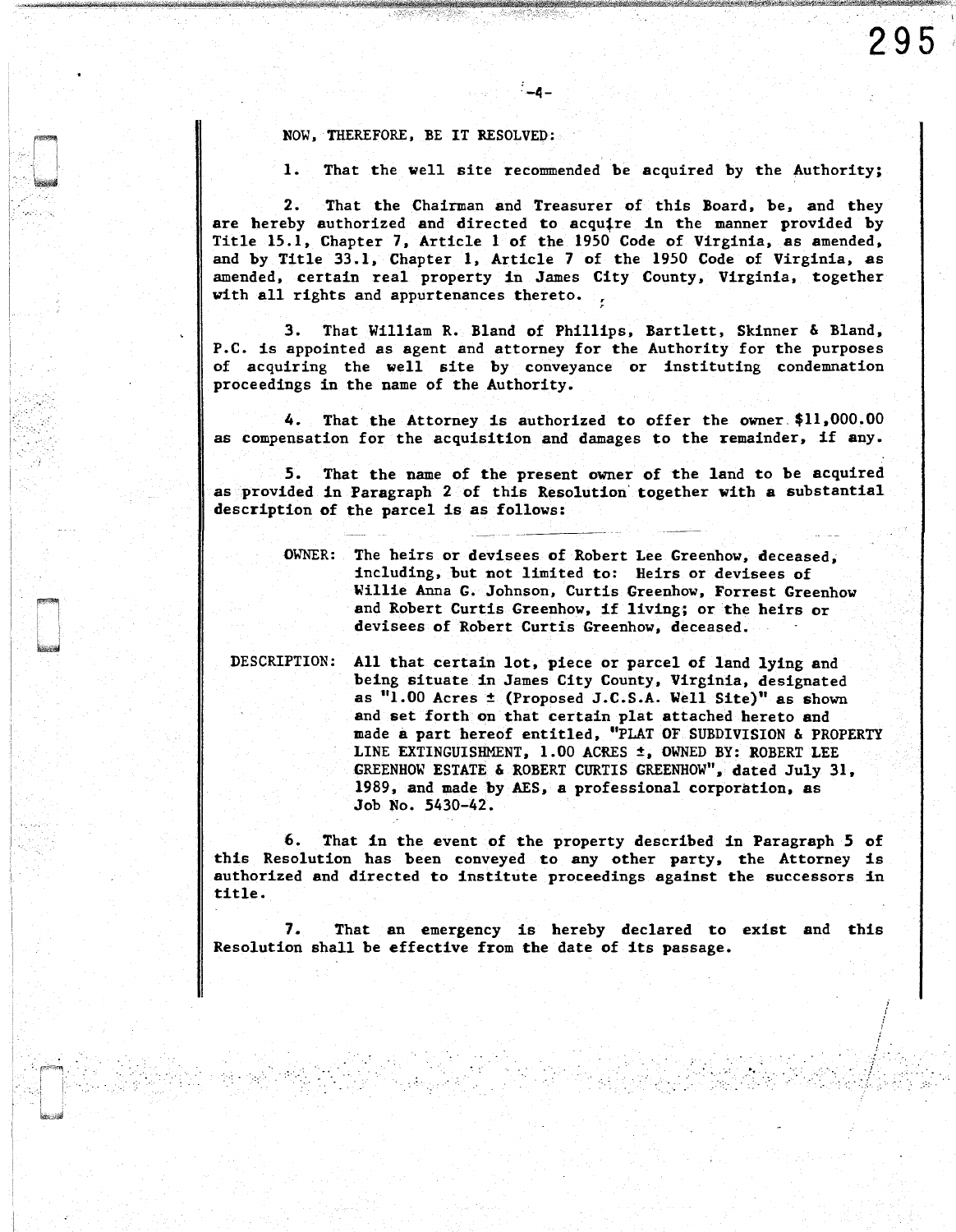NOW, THEREFORE, BE IT RESOLVED:

1. That the well site recommended be acquired by the Authority;

2. That the Chairman and Treasurer of this Board, be, and they are hereby authorized and directed to acquire in the manner provided by Title 15.1, Chapter 7, Article 1 of the 1950 Code of Virginia, as amended, and by Title 33.1, Chapter 1, Article 7 of the 1950 Code of Virginia, as amended, certain real property in James City County, Virginia, together with all rights and appurtenances thereto.

3. That William R. Bland of Phillips, Bartlett, Skinner & Bland, P.C. is appointed as agent and attorney for the Authority for the purposes of acquiring the well site by conveyance or instituting condemnation proceedings in the name of the Authority.

4. That the Attorney is authorized to offer the owner $11,000.00 as compensation for the acquisition and damages to the remainder, if any.

5. That the name of the present owner of the land to be acquired as provided in Paragraph 2 of this Resolution together with a substantial description of the parcel is as follows:

OWNER: The heirs or devisees of Robert Lee Greenhow, deceased, including, but not limited to: Heirs or devisees of Willie Anna G. Johnson, Curtis Greenhow, Forrest Greenhow and Robert Curtis Greenhow, if living; or the heirs or devisees of Robert Curtis Greenhow, deceased.

DESCRIPTION: All that certain lot, piece or parcel of land lying and being situate in James City County, Virginia, designated as "1.00 Acres ± (Proposed J.C.S.A. Well Site)" as shown and set forth on that certain plat attached hereto and made a part hereof entitled, "PLAT OF SUBDIVISION & PROPERTY LINE EXTINGUISHMENT, 1.00 ACRES ±, OWNED BY: ROBERT LEE GREENHOW ESTATE & ROBERT CURTIS GREENHOW", dated July 31, 1989, and made by AES, a professional corporation, as Job No. 5430-42.

6. That in the event of the property described in Paragraph 5 of this Resolution has been conveyed to any other party, the Attorney is authorized and directed to institute proceedings against the successors in title.

7. That an emergency is hereby declared to exist and this Resolution shall be effective from the date of its passage.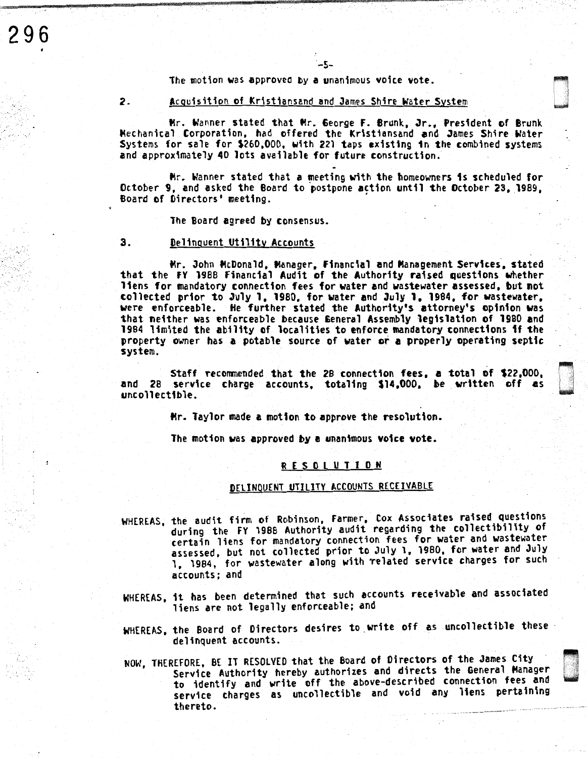The motion was approved by a unanimous voice vote.

2. Acquisition of Kristiansand and James Shire Water System

Mr. Wanner stated that Mr. George F. Brunk, Jr., President of Brunk Mechanical Corporation, had offered the Kristiansand and James Shire Water Systems for sale for $260,000, with 221 taps existing in the combined systems and approximately 40 lots available for future construction.

Mr. Wanner stated that a meeting with the homeowners is scheduled for October 9, and asked the Board to postpone action until the October 23, 1989, Board of Directors' meeting.

The Board agreed by consensus.

3. Delinquent Utility Accounts

Mr. John McDonald, Manager, Financial and Management Services, stated that the FY 1988 Financial Audit of the Authority raised questions whether liens for mandatory connection fees for water and wastewater assessed, but not collected prior to July 1, 1980, for water and July 1, 1984, for wastewater, were enforceable. He further stated the Authority's attorney's opinion was that neither was enforceable because General Assembly legislation of 1980 and 1984 limited the ability of localities to enforce mandatory connections if the property owner has a potable source of water or a properly operating septic system.

Staff recommended that the 28 connection fees, a total of $22,000, and 28 service charge accounts, totaling $14,000, be written off as uncollectible.

Mr. Taylor made a motion to approve the resolution.

The motion was approved by a unanimous voice vote.

## RESOLUTION

### DELINQUENT UTILITY ACCOUNTS RECEIVABLE

WHEREAS, the audit firm of Robinson, Farmer, Cox Associates raised questions during the FY 1988 Authority audit regarding the collectibility of certain liens for mandatory connection fees for water and wastewater assessed, but not collected prior to July 1, 1980, for water and July 1, 1984, for wastewater along with related service charges for such accounts; and

WHEREAS, it has been determined that such accounts receivable and associated liens are not legally enforceable; and

WHEREAS, the Board of Directors desires to write off as uncollectible these delinquent accounts.

NOW, THEREFORE, BE IT RESOLVED that the Board of Directors of the James City Service Authority hereby authorizes and directs the General Manager to identify and write off the above-described connection fees and service charges as uncollectible and void any liens pertaining thereto.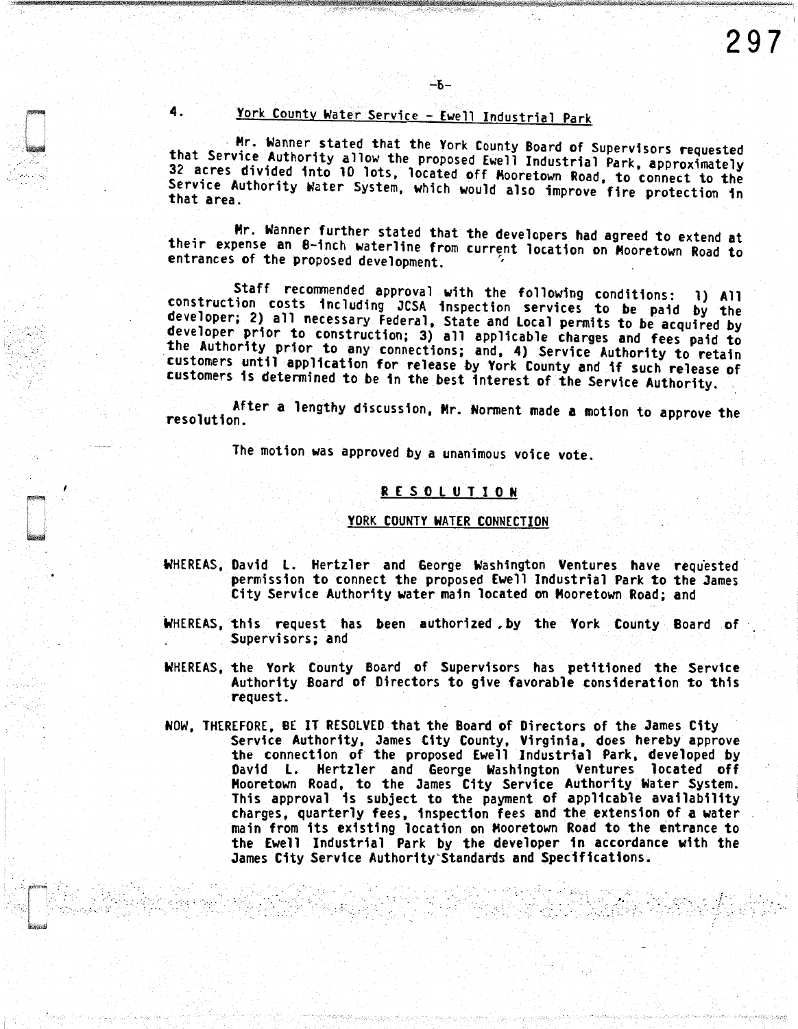## 4. York County Water Service - Ewell Industrial Park

Mr. Wanner stated that the York County Board of Supervisors requested that Service Authority allow the proposed Ewell Industrial Park, approximately 32 acres divided into 10 lots, located off Mooretown Road, to connect to the Service Authority Water System, which would also improve fire protection in that area.

Mr. Wanner further stated that the developers had agreed to extend at their expense an 8-inch waterline from current location on Mooretown Road to entrances of the proposed development.

Staff recommended approval with the following conditions: 1) All construction costs including JCSA inspection services to be paid by the developer; 2) all necessary Federal, State and Local permits to be acquired by developer prior to construction; 3) all applicable charges and fees paid to the Authority prior to any connections; and, 4) Service Authority to retain customers until application for release by York County and if such release of customers is determined to be in the best interest of the Service Authority.

After a lengthy discussion, Mr. Norment made a motion to approve the resolution.

The motion was approved by a unanimous voice vote.

**RESOLUTION**

**YORK COUNTY WATER CONNECTION**

WHEREAS, David L. Hertzler and George Washington Ventures have requested permission to connect the proposed Ewell Industrial Park to the James City Service Authority water main located on Mooretown Road; and

WHEREAS, this request has been authorized by the York County Board of Supervisors; and

WHEREAS, the York County Board of Supervisors has petitioned the Service Authority Board of Directors to give favorable consideration to this request.

NOW, THEREFORE, BE IT RESOLVED that the Board of Directors of the James City Service Authority, James City County, Virginia, does hereby approve the connection of the proposed Ewell Industrial Park, developed by David L. Hertzler and George Washington Ventures located off Mooretown Road, to the James City Service Authority Water System. This approval is subject to the payment of applicable availability charges, quarterly fees, inspection fees and the extension of a water main from its existing location on Mooretown Road to the entrance to the Ewell Industrial Park by the developer in accordance with the James City Service Authority Standards and Specifications.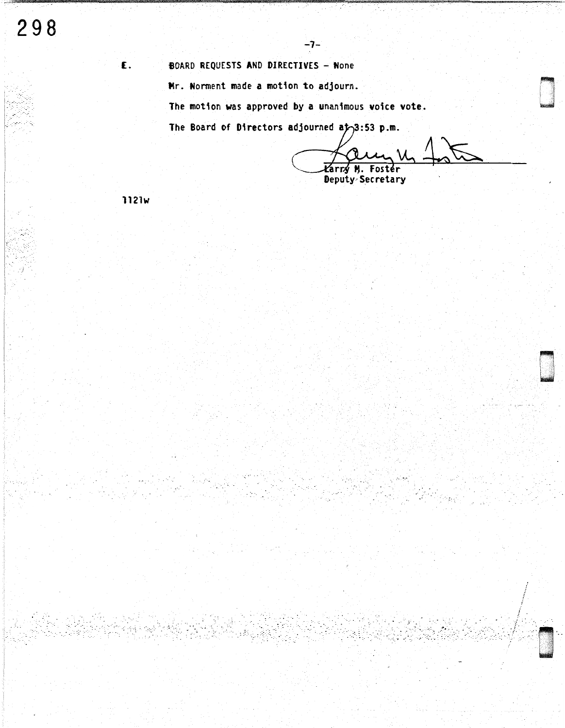E. BOARD REQUESTS AND DIRECTIVES – None

Mr. Norment made a motion to adjourn.

The motion was approved by a unanimous voice vote.

The Board of Directors adjourned at 3:53 p.m.

Larry M. Foster
Deputy Secretary

1121w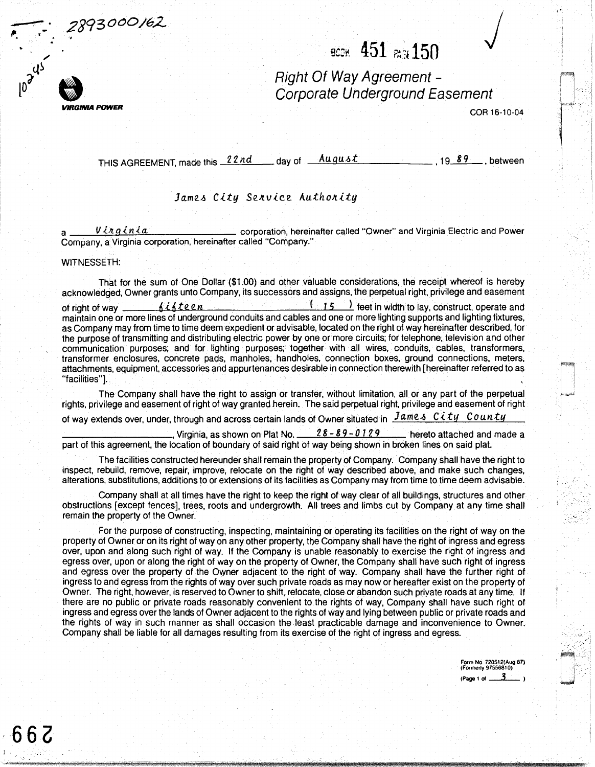2893000162

10245

BOOK 451 PAGE 150

VIRGINIA POWER

# Right Of Way Agreement - Corporate Underground Easement

COR 16-10-04

THIS AGREEMENT, made this 22nd day of August, 1989, between

James City Service Authority

a Virginia corporation, hereinafter called "Owner" and Virginia Electric and Power Company, a Virginia corporation, hereinafter called "Company."

WITNESSETH:

That for the sum of One Dollar ($1.00) and other valuable considerations, the receipt whereof is hereby acknowledged, Owner grants unto Company, its successors and assigns, the perpetual right, privilege and easement of right of way fifteen (15) feet in width to lay, construct, operate and maintain one or more lines of underground conduits and cables and one or more lighting supports and lighting fixtures, as Company may from time to time deem expedient or advisable, located on the right of way hereinafter described, for the purpose of transmitting and distributing electric power by one or more circuits; for telephone, television and other communication purposes; and for lighting purposes; together with all wires, conduits, cables, transformers, transformer enclosures, concrete pads, manholes, handholes, connection boxes, ground connections, meters, attachments, equipment, accessories and appurtenances desirable in connection therewith [hereinafter referred to as "facilities"].

The Company shall have the right to assign or transfer, without limitation, all or any part of the perpetual rights, privilege and easement of right of way granted herein. The said perpetual right, privilege and easement of right of way extends over, under, through and across certain lands of Owner situated in James City County, Virginia, as shown on Plat No. 28-89-0129 hereto attached and made a part of this agreement, the location of boundary of said right of way being shown in broken lines on said plat.

The facilities constructed hereunder shall remain the property of Company. Company shall have the right to inspect, rebuild, remove, repair, improve, relocate on the right of way described above, and make such changes, alterations, substitutions, additions to or extensions of its facilities as Company may from time to time deem advisable.

Company shall at all times have the right to keep the right of way clear of all buildings, structures and other obstructions [except fences], trees, roots and undergrowth. All trees and limbs cut by Company at any time shall remain the property of the Owner.

For the purpose of constructing, inspecting, maintaining or operating its facilities on the right of way on the property of Owner or on its right of way on any other property, the Company shall have the right of ingress and egress over, upon and along such right of way. If the Company is unable reasonably to exercise the right of ingress and egress over, upon or along the right of way on the property of Owner, the Company shall have such right of ingress and egress over the property of the Owner adjacent to the right of way. Company shall have the further right of ingress to and egress from the rights of way over such private roads as may now or hereafter exist on the property of Owner. The right, however, is reserved to Owner to shift, relocate, close or abandon such private roads at any time. If there are no public or private roads reasonably convenient to the rights of way, Company shall have such right of ingress and egress over the lands of Owner adjacent to the rights of way and lying between public or private roads and the rights of way in such manner as shall occasion the least practicable damage and inconvenience to Owner. Company shall be liable for all damages resulting from its exercise of the right of ingress and egress.

Form No. 720512(Aug 87)
(Formerly 97556810)
(Page 1 of 3)

299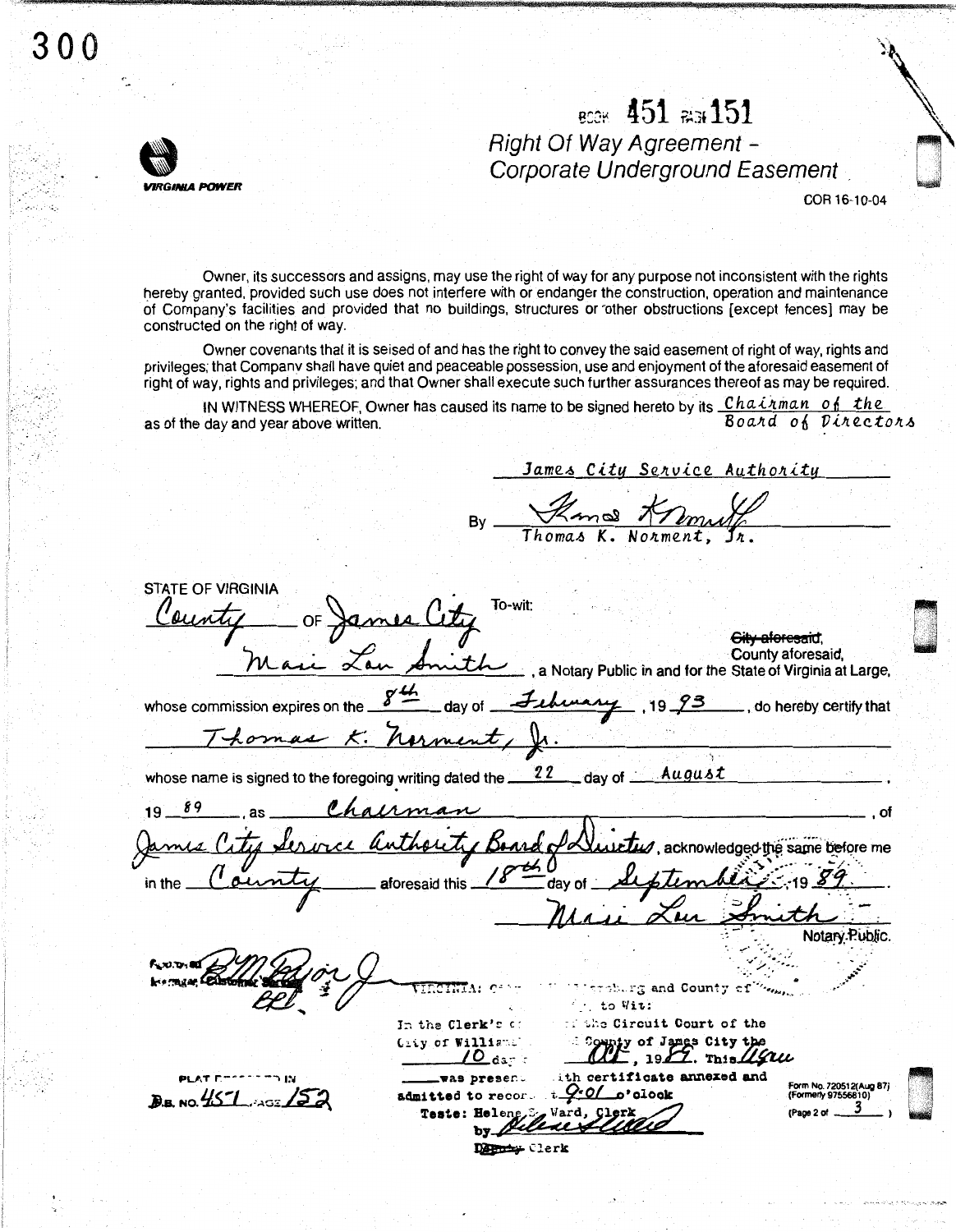BOOK 451 PAGE 151

# Right Of Way Agreement - Corporate Underground Easement

VIRGINIA POWER

COR 16-10-04

Owner, its successors and assigns, may use the right of way for any purpose not inconsistent with the rights hereby granted, provided such use does not interfere with or endanger the construction, operation and maintenance of Company's facilities and provided that no buildings, structures or other obstructions [except fences] may be constructed on the right of way.

Owner covenants that it is seised of and has the right to convey the said easement of right of way, rights and privileges; that Company shall have quiet and peaceable possession, use and enjoyment of the aforesaid easement of right of way, rights and privileges; and that Owner shall execute such further assurances thereof as may be required.

IN WITNESS WHEREOF, Owner has caused its name to be signed hereto by its *Chairman of the Board of Directors* as of the day and year above written.

*James City Service Authority*

By *Thomas K. Norment* 
Thomas K. Norment, Jr.

STATE OF VIRGINIA
*County* OF *James City* To-wit:

*Marie Lou Smith*, a Notary Public in and for the ~~City aforesaid,~~ County aforesaid, State of Virginia at Large, whose commission expires on the *8th* day of *February*, 19*93*, do hereby certify that *Thomas K. Norment, Jr.* whose name is signed to the foregoing writing dated the *22* day of *August*, 19*89*, as *Chairman*, of *James City Service Authority Board of Directors*, acknowledged the same before me in the *County* aforesaid this *18th* day of *September*, 19*89*.

*Marie Lou Smith*
Notary Public.

Approved Manager Customer Service *[signature]*

VIRGINIA: City of Williamsburg and County of James City, to Wit:
In the Clerk's office of the Circuit Court of the City of Williamsburg and County of James City the *10* day of *Oct*, 19*89*. This *[illegible]* was presented with certificate annexed and admitted to record at *9:01* o'clock
Teste: Helene S. Ward, Clerk
by *[signature]*
~~Deputy~~ Clerk

PLAT RECORDED IN
D.B. NO. *451* PAGE *152*

Form No. 720512(Aug 87)
(Formerly 97556810)
(Page 2 of *3*)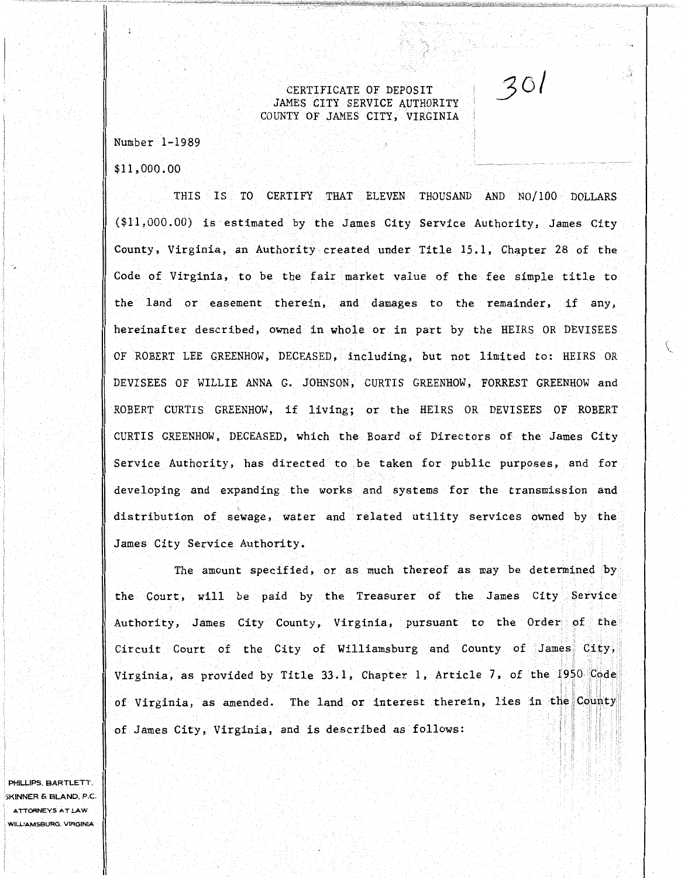# CERTIFICATE OF DEPOSIT
## JAMES CITY SERVICE AUTHORITY
## COUNTY OF JAMES CITY, VIRGINIA

301

Number 1-1989

$11,000.00

THIS IS TO CERTIFY THAT ELEVEN THOUSAND AND NO/100 DOLLARS ($11,000.00) is estimated by the James City Service Authority, James City County, Virginia, an Authority created under Title 15.1, Chapter 28 of the Code of Virginia, to be the fair market value of the fee simple title to the land or easement therein, and damages to the remainder, if any, hereinafter described, owned in whole or in part by the HEIRS OR DEVISEES OF ROBERT LEE GREENHOW, DECEASED, including, but not limited to: HEIRS OR DEVISEES OF WILLIE ANNA G. JOHNSON, CURTIS GREENHOW, FORREST GREENHOW and ROBERT CURTIS GREENHOW, if living; or the HEIRS OR DEVISEES OF ROBERT CURTIS GREENHOW, DECEASED, which the Board of Directors of the James City Service Authority, has directed to be taken for public purposes, and for developing and expanding the works and systems for the transmission and distribution of sewage, water and related utility services owned by the James City Service Authority.

The amount specified, or as much thereof as may be determined by the Court, will be paid by the Treasurer of the James City Service Authority, James City County, Virginia, pursuant to the Order of the Circuit Court of the City of Williamsburg and County of James City, Virginia, as provided by Title 33.1, Chapter 1, Article 7, of the 1950 Code of Virginia, as amended. The land or interest therein, lies in the County of James City, Virginia, and is described as follows:

PHILLIPS, BARTLETT, SKINNER & BLAND, P.C.
ATTORNEYS AT LAW
WILLIAMSBURG, VIRGINIA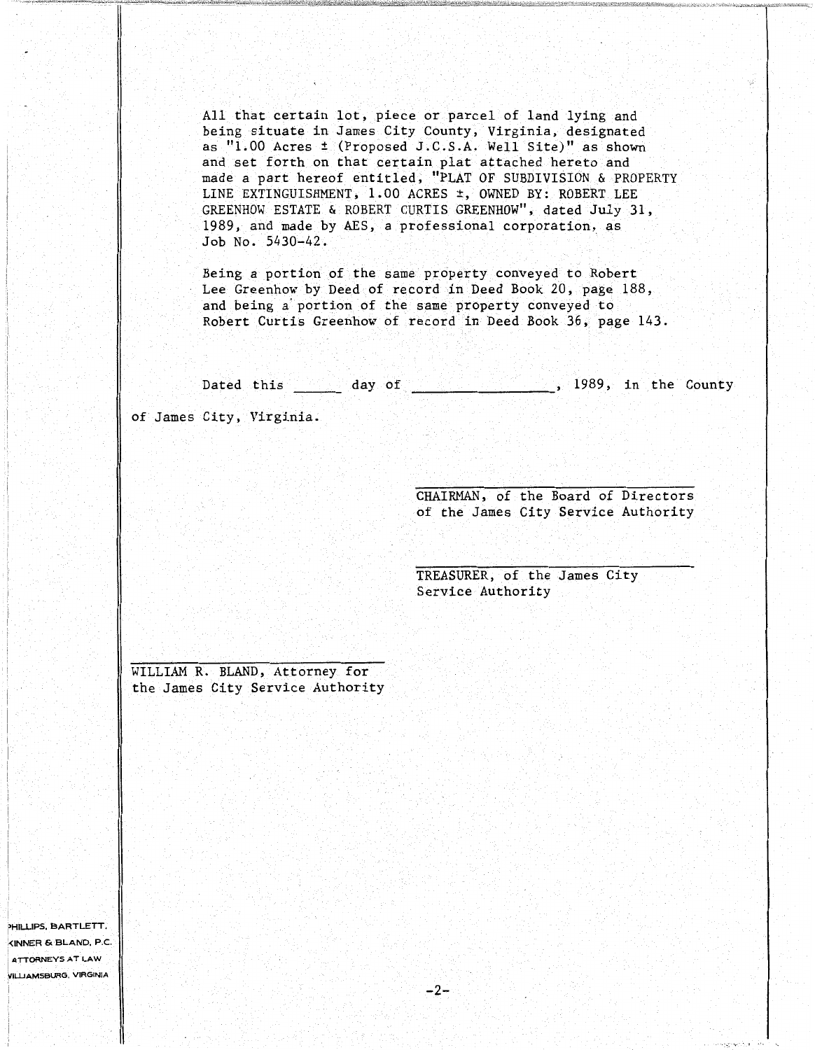All that certain lot, piece or parcel of land lying and being situate in James City County, Virginia, designated as "1.00 Acres ± (Proposed J.C.S.A. Well Site)" as shown and set forth on that certain plat attached hereto and made a part hereof entitled, "PLAT OF SUBDIVISION & PROPERTY LINE EXTINGUISHMENT, 1.00 ACRES ±, OWNED BY: ROBERT LEE GREENHOW ESTATE & ROBERT CURTIS GREENHOW", dated July 31, 1989, and made by AES, a professional corporation, as Job No. 5430-42.

Being a portion of the same property conveyed to Robert Lee Greenhow by Deed of record in Deed Book 20, page 188, and being a portion of the same property conveyed to Robert Curtis Greenhow of record in Deed Book 36, page 143.

Dated this ______ day of ________________, 1989, in the County of James City, Virginia.

______________________________
CHAIRMAN, of the Board of Directors of the James City Service Authority

______________________________
TREASURER, of the James City Service Authority

______________________________
WILLIAM R. BLAND, Attorney for the James City Service Authority

PHILLIPS, BARTLETT, KINNER & BLAND, P.C.
ATTORNEYS AT LAW
WILLIAMSBURG, VIRGINIA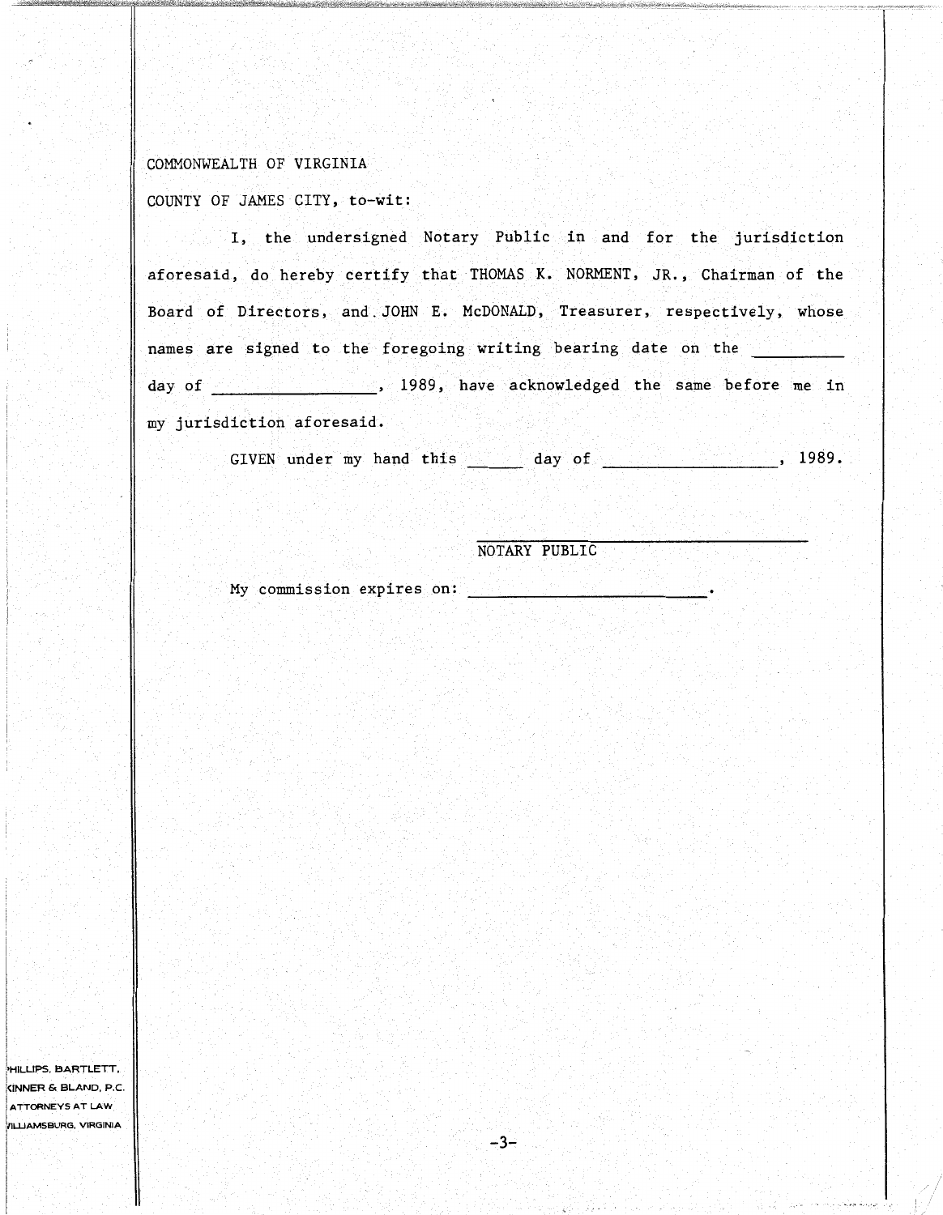COMMONWEALTH OF VIRGINIA

COUNTY OF JAMES CITY, to-wit:

I, the undersigned Notary Public in and for the jurisdiction aforesaid, do hereby certify that THOMAS K. NORMENT, JR., Chairman of the Board of Directors, and JOHN E. McDONALD, Treasurer, respectively, whose names are signed to the foregoing writing bearing date on the ________ day of ________________, 1989, have acknowledged the same before me in my jurisdiction aforesaid.

GIVEN under my hand this _____ day of ________________, 1989.

______________________________
NOTARY PUBLIC

My commission expires on: ______________________.

PHILLIPS, BARTLETT, KINNER & BLAND, P.C.
ATTORNEYS AT LAW
WILLIAMSBURG, VIRGINIA